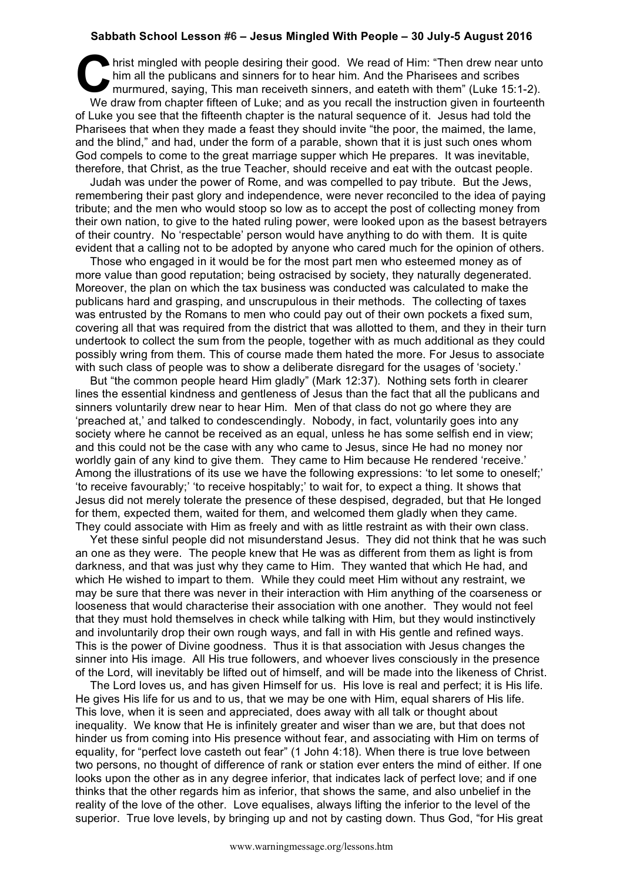**Sabbath School Lesson #6 – Jesus Mingled With People – 30 July-5 August 2016**

Christ mingled with people desiring their good. We read of Him: "Then drew near unto him all the publicans and sinners for to hear him. And the Pharisees and scribes murmured, saying, This man receiveth sinners, and eateth with them" (Luke 15:1-2).

We draw from chapter fifteen of Luke; and as you recall the instruction given in fourteenth of Luke you see that the fifteenth chapter is the natural sequence of it. Jesus had told the Pharisees that when they made a feast they should invite "the poor, the maimed, the lame, and the blind," and had, under the form of a parable, shown that it is just such ones whom God compels to come to the great marriage supper which He prepares. It was inevitable, therefore, that Christ, as the true Teacher, should receive and eat with the outcast people.

Judah was under the power of Rome, and was compelled to pay tribute. But the Jews, remembering their past glory and independence, were never reconciled to the idea of paying tribute; and the men who would stoop so low as to accept the post of collecting money from their own nation, to give to the hated ruling power, were looked upon as the basest betrayers of their country. No 'respectable' person would have anything to do with them. It is quite evident that a calling not to be adopted by anyone who cared much for the opinion of others.

Those who engaged in it would be for the most part men who esteemed money as of more value than good reputation; being ostracised by society, they naturally degenerated. Moreover, the plan on which the tax business was conducted was calculated to make the publicans hard and grasping, and unscrupulous in their methods. The collecting of taxes was entrusted by the Romans to men who could pay out of their own pockets a fixed sum, covering all that was required from the district that was allotted to them, and they in their turn undertook to collect the sum from the people, together with as much additional as they could possibly wring from them. This of course made them hated the more. For Jesus to associate with such class of people was to show a deliberate disregard for the usages of 'society.'

But "the common people heard Him gladly" (Mark 12:37). Nothing sets forth in clearer lines the essential kindness and gentleness of Jesus than the fact that all the publicans and sinners voluntarily drew near to hear Him. Men of that class do not go where they are 'preached at,' and talked to condescendingly. Nobody, in fact, voluntarily goes into any society where he cannot be received as an equal, unless he has some selfish end in view; and this could not be the case with any who came to Jesus, since He had no money nor worldly gain of any kind to give them. They came to Him because He rendered 'receive.' Among the illustrations of its use we have the following expressions: 'to let some to oneself;' 'to receive favourably;' 'to receive hospitably;' to wait for, to expect a thing. It shows that Jesus did not merely tolerate the presence of these despised, degraded, but that He longed for them, expected them, waited for them, and welcomed them gladly when they came. They could associate with Him as freely and with as little restraint as with their own class.

Yet these sinful people did not misunderstand Jesus. They did not think that he was such an one as they were. The people knew that He was as different from them as light is from darkness, and that was just why they came to Him. They wanted that which He had, and which He wished to impart to them. While they could meet Him without any restraint, we may be sure that there was never in their interaction with Him anything of the coarseness or looseness that would characterise their association with one another. They would not feel that they must hold themselves in check while talking with Him, but they would instinctively and involuntarily drop their own rough ways, and fall in with His gentle and refined ways. This is the power of Divine goodness. Thus it is that association with Jesus changes the sinner into His image. All His true followers, and whoever lives consciously in the presence of the Lord, will inevitably be lifted out of himself, and will be made into the likeness of Christ.

The Lord loves us, and has given Himself for us. His love is real and perfect; it is His life. He gives His life for us and to us, that we may be one with Him, equal sharers of His life. This love, when it is seen and appreciated, does away with all talk or thought about inequality. We know that He is infinitely greater and wiser than we are, but that does not hinder us from coming into His presence without fear, and associating with Him on terms of equality, for "perfect love casteth out fear" (1 John 4:18). When there is true love between two persons, no thought of difference of rank or station ever enters the mind of either. If one looks upon the other as in any degree inferior, that indicates lack of perfect love; and if one thinks that the other regards him as inferior, that shows the same, and also unbelief in the reality of the love of the other. Love equalises, always lifting the inferior to the level of the superior. True love levels, by bringing up and not by casting down. Thus God, "for His great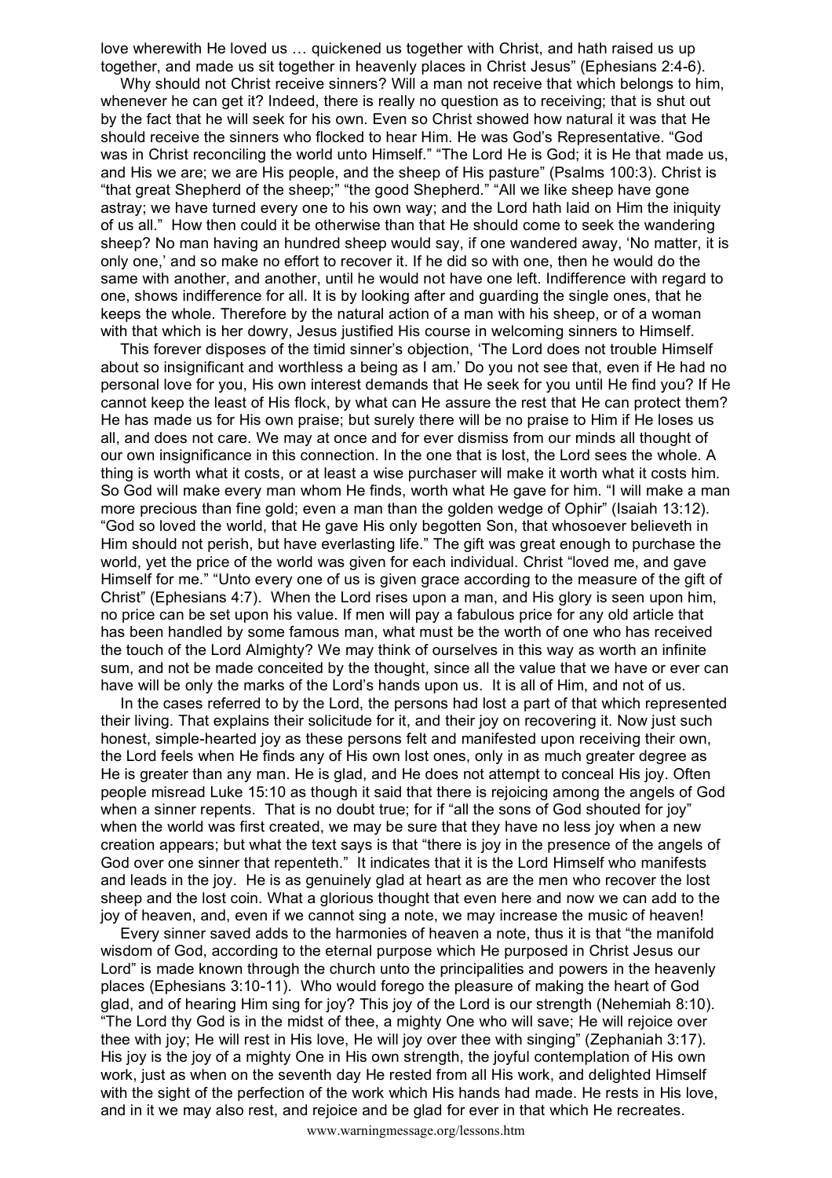love wherewith He loved us … quickened us together with Christ, and hath raised us up together, and made us sit together in heavenly places in Christ Jesus" (Ephesians 2:4-6).

Why should not Christ receive sinners? Will a man not receive that which belongs to him, whenever he can get it? Indeed, there is really no question as to receiving; that is shut out by the fact that he will seek for his own. Even so Christ showed how natural it was that He should receive the sinners who flocked to hear Him. He was God's Representative. "God was in Christ reconciling the world unto Himself." "The Lord He is God; it is He that made us, and His we are; we are His people, and the sheep of His pasture" (Psalms 100:3). Christ is "that great Shepherd of the sheep;" "the good Shepherd." "All we like sheep have gone astray; we have turned every one to his own way; and the Lord hath laid on Him the iniquity of us all." How then could it be otherwise than that He should come to seek the wandering sheep? No man having an hundred sheep would say, if one wandered away, 'No matter, it is only one,' and so make no effort to recover it. If he did so with one, then he would do the same with another, and another, until he would not have one left. Indifference with regard to one, shows indifference for all. It is by looking after and guarding the single ones, that he keeps the whole. Therefore by the natural action of a man with his sheep, or of a woman with that which is her dowry, Jesus justified His course in welcoming sinners to Himself.

This forever disposes of the timid sinner's objection, 'The Lord does not trouble Himself about so insignificant and worthless a being as I am.' Do you not see that, even if He had no personal love for you, His own interest demands that He seek for you until He find you? If He cannot keep the least of His flock, by what can He assure the rest that He can protect them? He has made us for His own praise; but surely there will be no praise to Him if He loses us all, and does not care. We may at once and for ever dismiss from our minds all thought of our own insignificance in this connection. In the one that is lost, the Lord sees the whole. A thing is worth what it costs, or at least a wise purchaser will make it worth what it costs him. So God will make every man whom He finds, worth what He gave for him. "I will make a man more precious than fine gold; even a man than the golden wedge of Ophir" (Isaiah 13:12). "God so loved the world, that He gave His only begotten Son, that whosoever believeth in Him should not perish, but have everlasting life." The gift was great enough to purchase the world, yet the price of the world was given for each individual. Christ "loved me, and gave Himself for me." "Unto every one of us is given grace according to the measure of the gift of Christ" (Ephesians 4:7). When the Lord rises upon a man, and His glory is seen upon him, no price can be set upon his value. If men will pay a fabulous price for any old article that has been handled by some famous man, what must be the worth of one who has received the touch of the Lord Almighty? We may think of ourselves in this way as worth an infinite sum, and not be made conceited by the thought, since all the value that we have or ever can have will be only the marks of the Lord's hands upon us. It is all of Him, and not of us.

In the cases referred to by the Lord, the persons had lost a part of that which represented their living. That explains their solicitude for it, and their joy on recovering it. Now just such honest, simple-hearted joy as these persons felt and manifested upon receiving their own, the Lord feels when He finds any of His own lost ones, only in as much greater degree as He is greater than any man. He is glad, and He does not attempt to conceal His joy. Often people misread Luke 15:10 as though it said that there is rejoicing among the angels of God when a sinner repents. That is no doubt true; for if "all the sons of God shouted for joy" when the world was first created, we may be sure that they have no less joy when a new creation appears; but what the text says is that "there is joy in the presence of the angels of God over one sinner that repenteth." It indicates that it is the Lord Himself who manifests and leads in the joy. He is as genuinely glad at heart as are the men who recover the lost sheep and the lost coin. What a glorious thought that even here and now we can add to the joy of heaven, and, even if we cannot sing a note, we may increase the music of heaven!

Every sinner saved adds to the harmonies of heaven a note, thus it is that "the manifold wisdom of God, according to the eternal purpose which He purposed in Christ Jesus our Lord" is made known through the church unto the principalities and powers in the heavenly places (Ephesians 3:10-11). Who would forego the pleasure of making the heart of God glad, and of hearing Him sing for joy? This joy of the Lord is our strength (Nehemiah 8:10). "The Lord thy God is in the midst of thee, a mighty One who will save; He will rejoice over thee with joy; He will rest in His love, He will joy over thee with singing" (Zephaniah 3:17). His joy is the joy of a mighty One in His own strength, the joyful contemplation of His own work, just as when on the seventh day He rested from all His work, and delighted Himself with the sight of the perfection of the work which His hands had made. He rests in His love, and in it we may also rest, and rejoice and be glad for ever in that which He recreates.

www.warningmessage.org/lessons.htm